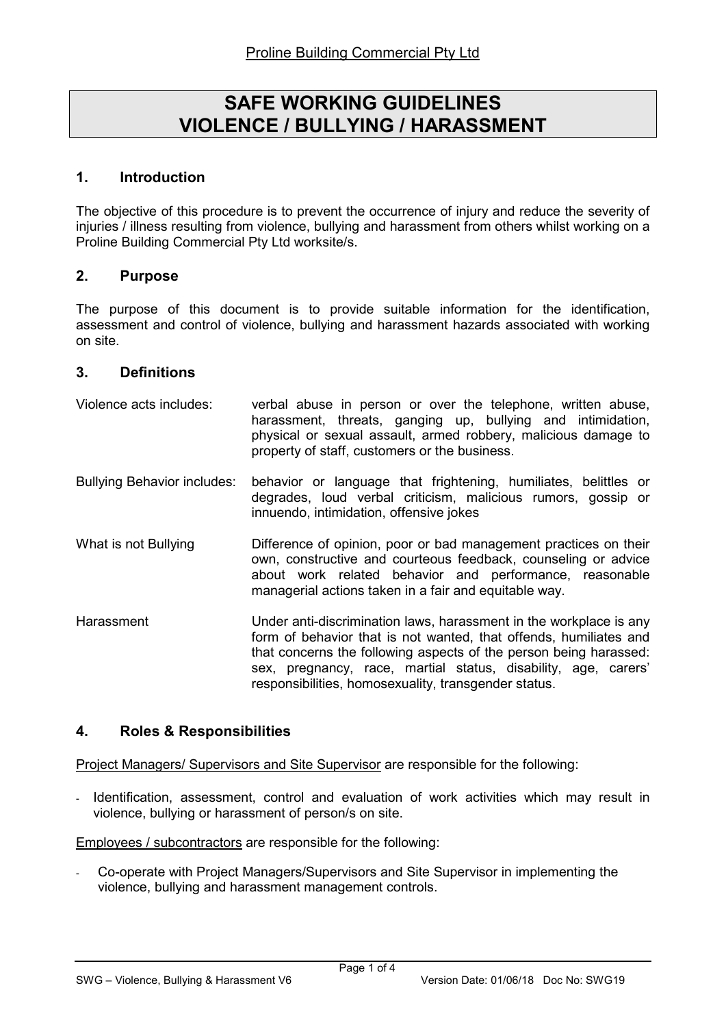Proline Building Commercial Pty Ltd

# SAFE WORKING GUIDELINES
# VIOLENCE / BULLYING / HARASSMENT

## 1. Introduction

The objective of this procedure is to prevent the occurrence of injury and reduce the severity of injuries / illness resulting from violence, bullying and harassment from others whilst working on a Proline Building Commercial Pty Ltd worksite/s.

## 2. Purpose

The purpose of this document is to provide suitable information for the identification, assessment and control of violence, bullying and harassment hazards associated with working on site.

## 3. Definitions

| | |
|---|---|
| Violence acts includes: | verbal abuse in person or over the telephone, written abuse, harassment, threats, ganging up, bullying and intimidation, physical or sexual assault, armed robbery, malicious damage to property of staff, customers or the business. |
| Bullying Behavior includes: | behavior or language that frightening, humiliates, belittles or degrades, loud verbal criticism, malicious rumors, gossip or innuendo, intimidation, offensive jokes |
| What is not Bullying | Difference of opinion, poor or bad management practices on their own, constructive and courteous feedback, counseling or advice about work related behavior and performance, reasonable managerial actions taken in a fair and equitable way. |
| Harassment | Under anti-discrimination laws, harassment in the workplace is any form of behavior that is not wanted, that offends, humiliates and that concerns the following aspects of the person being harassed: sex, pregnancy, race, martial status, disability, age, carers' responsibilities, homosexuality, transgender status. |

## 4. Roles & Responsibilities

Project Managers/ Supervisors and Site Supervisor are responsible for the following:

- Identification, assessment, control and evaluation of work activities which may result in violence, bullying or harassment of person/s on site.

Employees / subcontractors are responsible for the following:

- Co-operate with Project Managers/Supervisors and Site Supervisor in implementing the violence, bullying and harassment management controls.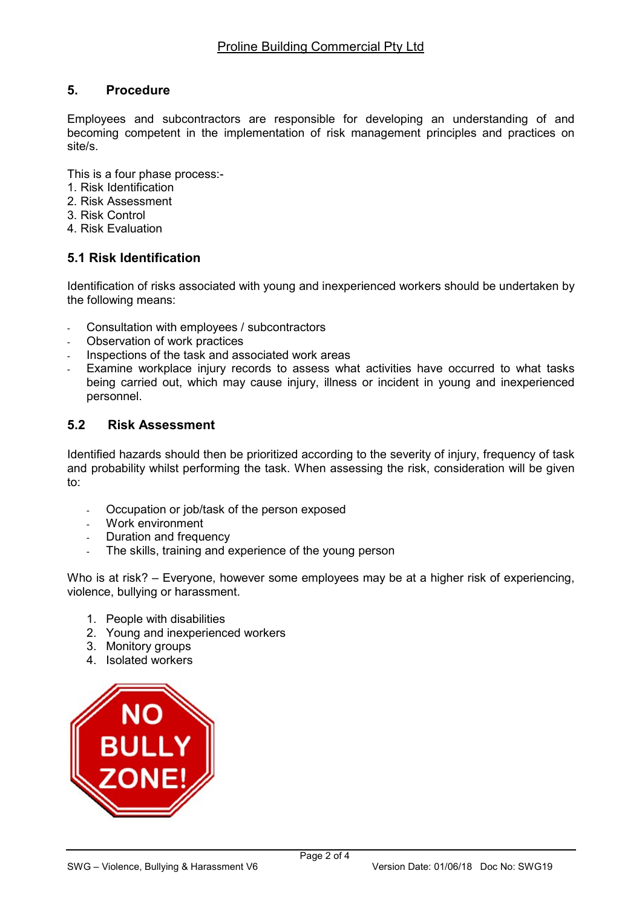## 5. Procedure

Employees and subcontractors are responsible for developing an understanding of and becoming competent in the implementation of risk management principles and practices on site/s.

This is a four phase process:-

1. Risk Identification
2. Risk Assessment
3. Risk Control
4. Risk Evaluation

### 5.1 Risk Identification

Identification of risks associated with young and inexperienced workers should be undertaken by the following means:

- Consultation with employees / subcontractors
- Observation of work practices
- Inspections of the task and associated work areas
- Examine workplace injury records to assess what activities have occurred to what tasks being carried out, which may cause injury, illness or incident in young and inexperienced personnel.

### 5.2 Risk Assessment

Identified hazards should then be prioritized according to the severity of injury, frequency of task and probability whilst performing the task. When assessing the risk, consideration will be given to:

- Occupation or job/task of the person exposed
- Work environment
- Duration and frequency
- The skills, training and experience of the young person

Who is at risk? – Everyone, however some employees may be at a higher risk of experiencing, violence, bullying or harassment.

1. People with disabilities
2. Young and inexperienced workers
3. Monitory groups
4. Isolated workers

NO BULLY ZONE!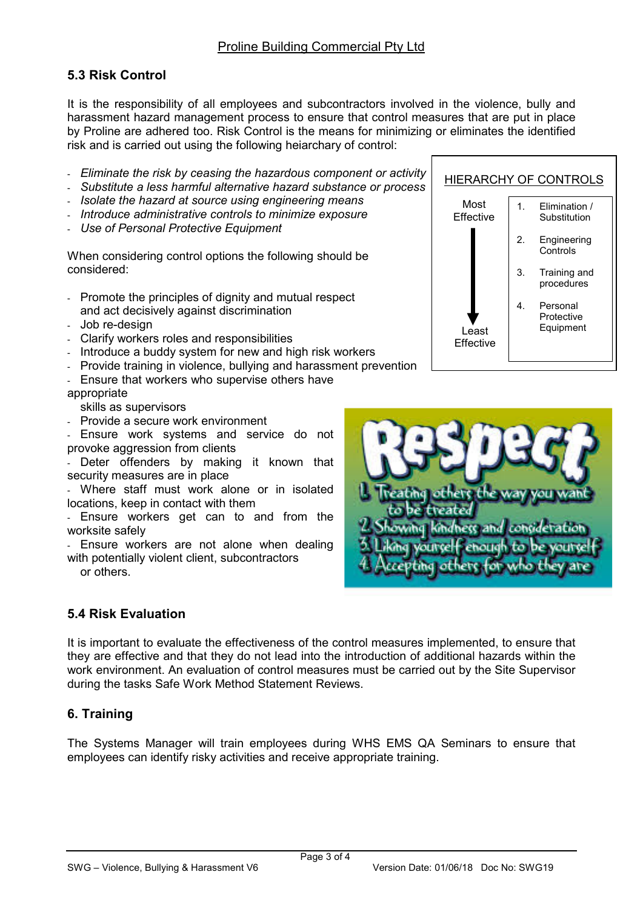## 5.3 Risk Control

It is the responsibility of all employees and subcontractors involved in the violence, bully and harassment hazard management process to ensure that control measures that are put in place by Proline are adhered too. Risk Control is the means for minimizing or eliminates the identified risk and is carried out using the following heiarchary of control:

- *Eliminate the risk by ceasing the hazardous component or activity*
- *Substitute a less harmful alternative hazard substance or process*
- *Isolate the hazard at source using engineering means*
- *Introduce administrative controls to minimize exposure*
- *Use of Personal Protective Equipment*

HIERARCHY OF CONTROLS

| Most Effective → Least Effective | |
|---|---|
| | 1. Elimination / Substitution |
| | 2. Engineering Controls |
| | 3. Training and procedures |
| | 4. Personal Protective Equipment |

When considering control options the following should be considered:

- Promote the principles of dignity and mutual respect and act decisively against discrimination
- Job re-design
- Clarify workers roles and responsibilities
- Introduce a buddy system for new and high risk workers
- Provide training in violence, bullying and harassment prevention
- Ensure that workers who supervise others have appropriate skills as supervisors
- Provide a secure work environment
- Ensure work systems and service do not provoke aggression from clients
- Deter offenders by making it known that security measures are in place
- Where staff must work alone or in isolated locations, keep in contact with them
- Ensure workers get can to and from the worksite safely
- Ensure workers are not alone when dealing with potentially violent client, subcontractors or others.

Respect

1. Treating others the way you want to be treated
2. Showing kindness and consideration
3. Liking yourself enough to be yourself
4. Accepting others for who they are

## 5.4 Risk Evaluation

It is important to evaluate the effectiveness of the control measures implemented, to ensure that they are effective and that they do not lead into the introduction of additional hazards within the work environment. An evaluation of control measures must be carried out by the Site Supervisor during the tasks Safe Work Method Statement Reviews.

## 6. Training

The Systems Manager will train employees during WHS EMS QA Seminars to ensure that employees can identify risky activities and receive appropriate training.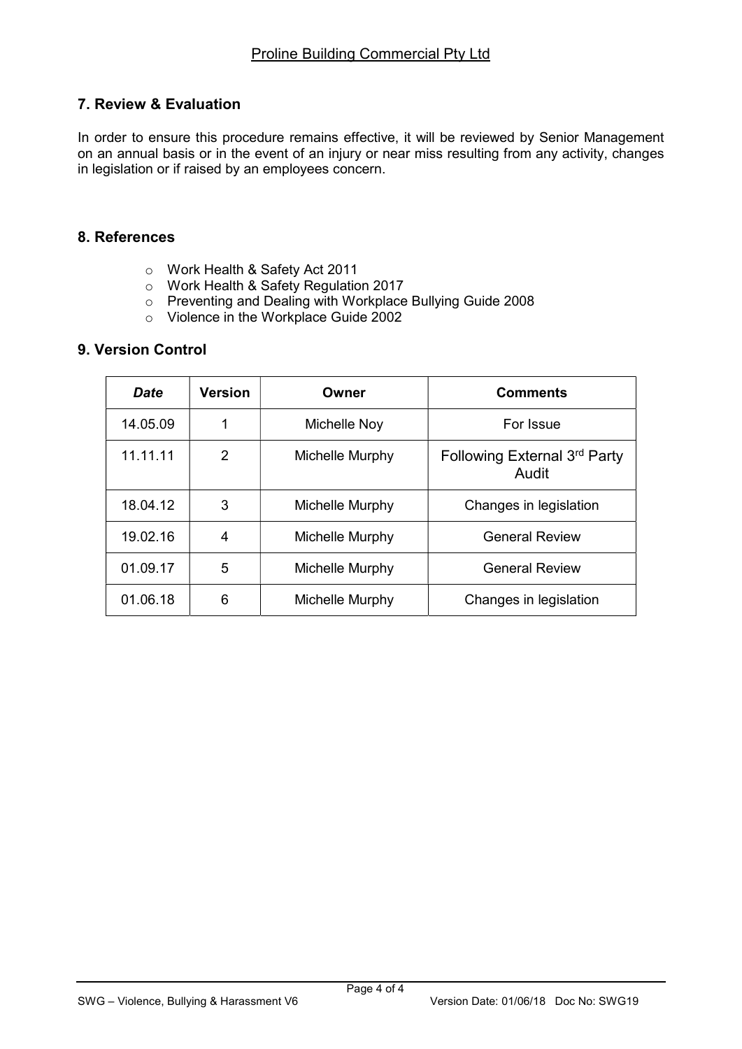## 7. Review & Evaluation

In order to ensure this procedure remains effective, it will be reviewed by Senior Management on an annual basis or in the event of an injury or near miss resulting from any activity, changes in legislation or if raised by an employees concern.

## 8. References

- Work Health & Safety Act 2011
- Work Health & Safety Regulation 2017
- Preventing and Dealing with Workplace Bullying Guide 2008
- Violence in the Workplace Guide 2002

## 9. Version Control

| *Date* | Version | Owner | Comments |
|---|---|---|---|
| 14.05.09 | 1 | Michelle Noy | For Issue |
| 11.11.11 | 2 | Michelle Murphy | Following External 3rd Party Audit |
| 18.04.12 | 3 | Michelle Murphy | Changes in legislation |
| 19.02.16 | 4 | Michelle Murphy | General Review |
| 01.09.17 | 5 | Michelle Murphy | General Review |
| 01.06.18 | 6 | Michelle Murphy | Changes in legislation |